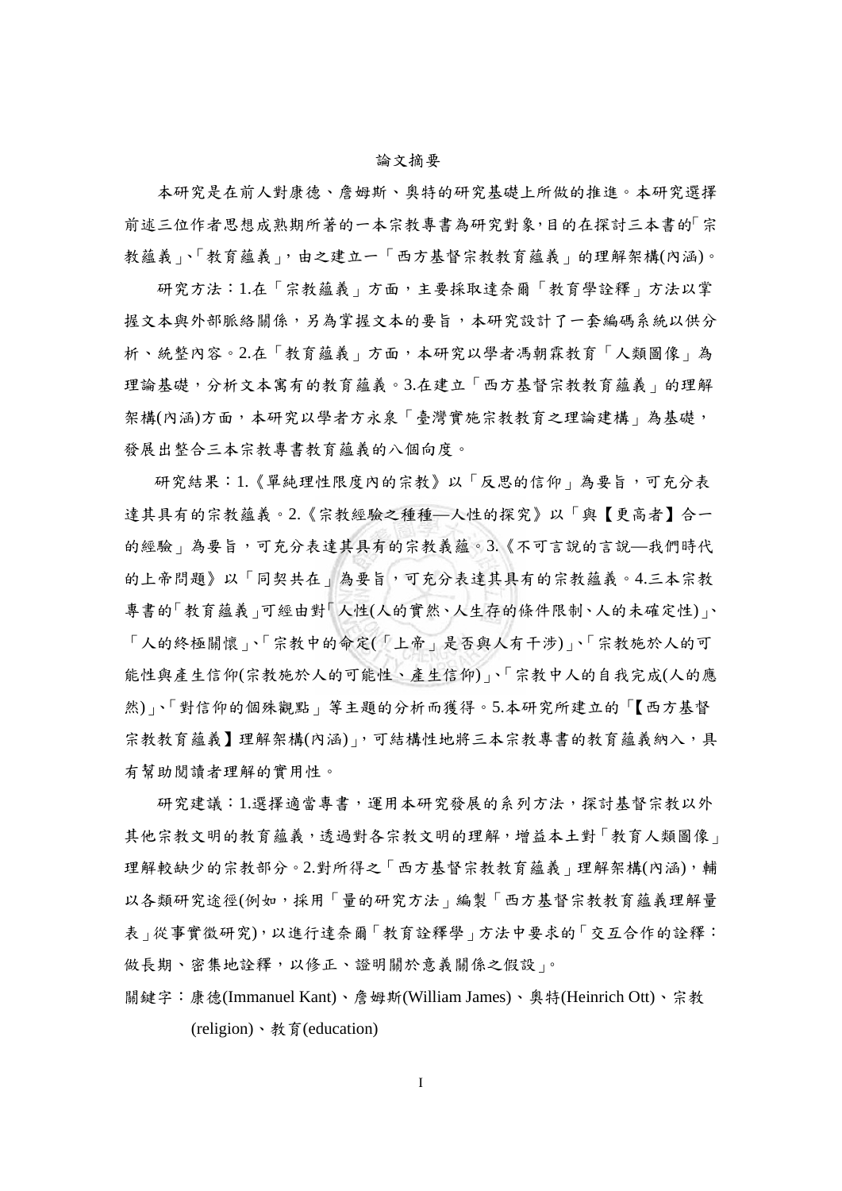# 論文摘要

本研究是在前人對康德、詹姆斯、奧特的研究基礎上所做的推進。本研究選擇前述三位作者思想成熟期所著的一本宗教專書為研究對象，目的在探討三本書的「宗教蘊義」、「教育蘊義」，由之建立一「西方基督宗教教育蘊義」的理解架構(內涵)。

研究方法：1.在「宗教蘊義」方面，主要採取達奈爾「教育學詮釋」方法以掌握文本與外部脈絡關係，另為掌握文本的要旨，本研究設計了一套編碼系統以供分析、統整內容。2.在「教育蘊義」方面，本研究以學者馮朝霖教育「人類圖像」為理論基礎，分析文本寓有的教育蘊義。3.在建立「西方基督宗教教育蘊義」的理解架構(內涵)方面，本研究以學者方永泉「臺灣實施宗教教育之理論建構」為基礎，發展出整合三本宗教專書教育蘊義的八個向度。

研究結果：1.《單純理性限度內的宗教》以「反思的信仰」為要旨，可充分表達其具有的宗教蘊義。2.《宗教經驗之種種—人性的探究》以「與【更高者】合一的經驗」為要旨，可充分表達其具有的宗教義蘊。3.《不可言說的言說—我們時代的上帝問題》以「同契共在」為要旨，可充分表達其具有的宗教蘊義。4.三本宗教專書的「教育蘊義」可經由對「人性(人的實然、人生存的條件限制、人的未確定性)」、「人的終極關懷」、「宗教中的命定(「上帝」是否與人有干涉)」、「宗教施於人的可能性與產生信仰(宗教施於人的可能性、產生信仰)」、「宗教中人的自我完成(人的應然)」、「對信仰的個殊觀點」等主題的分析而獲得。5.本研究所建立的「【西方基督宗教教育蘊義】理解架構(內涵)」，可結構性地將三本宗教專書的教育蘊義納入，具有幫助閱讀者理解的實用性。

研究建議：1.選擇適當專書，運用本研究發展的系列方法，探討基督宗教以外其他宗教文明的教育蘊義，透過對各宗教文明的理解，增益本土對「教育人類圖像」理解較缺少的宗教部分。2.對所得之「西方基督宗教教育蘊義」理解架構(內涵)，輔以各類研究途徑(例如，採用「量的研究方法」編製「西方基督宗教教育蘊義理解量表」從事實徵研究)，以進行達奈爾「教育詮釋學」方法中要求的「交互合作的詮釋：做長期、密集地詮釋，以修正、證明關於意義關係之假設」。

關鍵字：康德(Immanuel Kant)、詹姆斯(William James)、奧特(Heinrich Ott)、宗教(religion)、教育(education)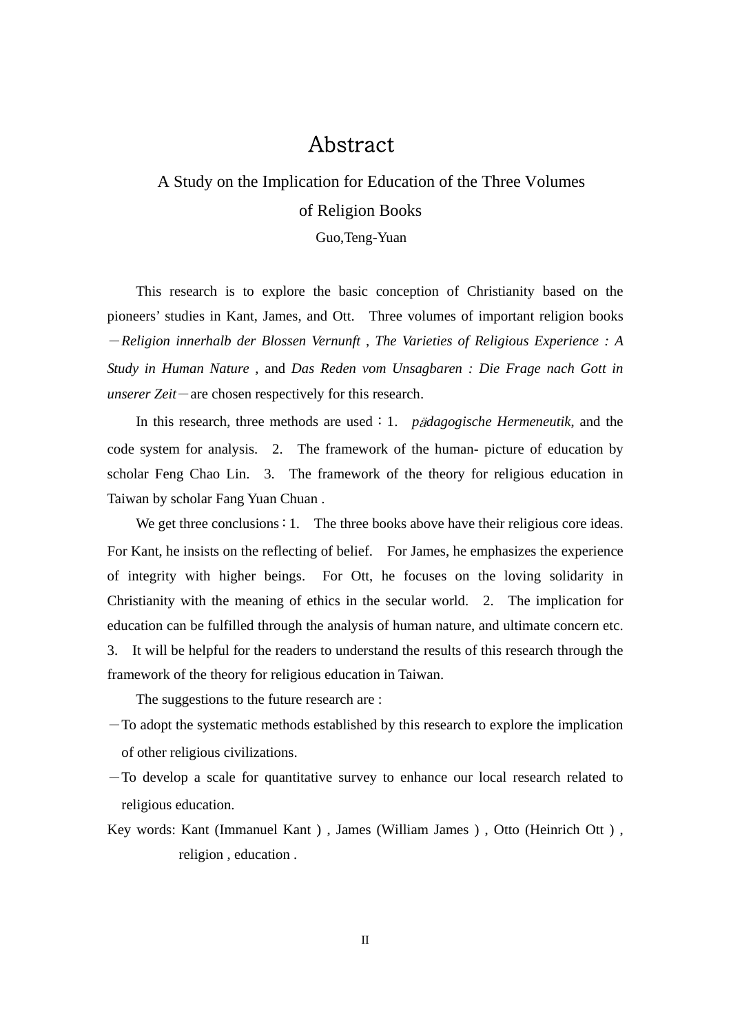# Abstract

A Study on the Implication for Education of the Three Volumes of Religion Books

Guo,Teng-Yuan

This research is to explore the basic conception of Christianity based on the pioneers' studies in Kant, James, and Ott. Three volumes of important religion books －*Religion innerhalb der Blossen Vernunft* , *The Varieties of Religious Experience : A Study in Human Nature* , and *Das Reden vom Unsagbaren : Die Frage nach Gott in unserer Zeit*－are chosen respectively for this research.

In this research, three methods are used：1. *pädagogische Hermeneutik*, and the code system for analysis. 2. The framework of the human- picture of education by scholar Feng Chao Lin. 3. The framework of the theory for religious education in Taiwan by scholar Fang Yuan Chuan .

We get three conclusions：1. The three books above have their religious core ideas. For Kant, he insists on the reflecting of belief. For James, he emphasizes the experience of integrity with higher beings. For Ott, he focuses on the loving solidarity in Christianity with the meaning of ethics in the secular world. 2. The implication for education can be fulfilled through the analysis of human nature, and ultimate concern etc. 3. It will be helpful for the readers to understand the results of this research through the framework of the theory for religious education in Taiwan.

The suggestions to the future research are :

－To adopt the systematic methods established by this research to explore the implication of other religious civilizations.

－To develop a scale for quantitative survey to enhance our local research related to religious education.

Key words: Kant (Immanuel Kant ) , James (William James ) , Otto (Heinrich Ott ) , religion , education .